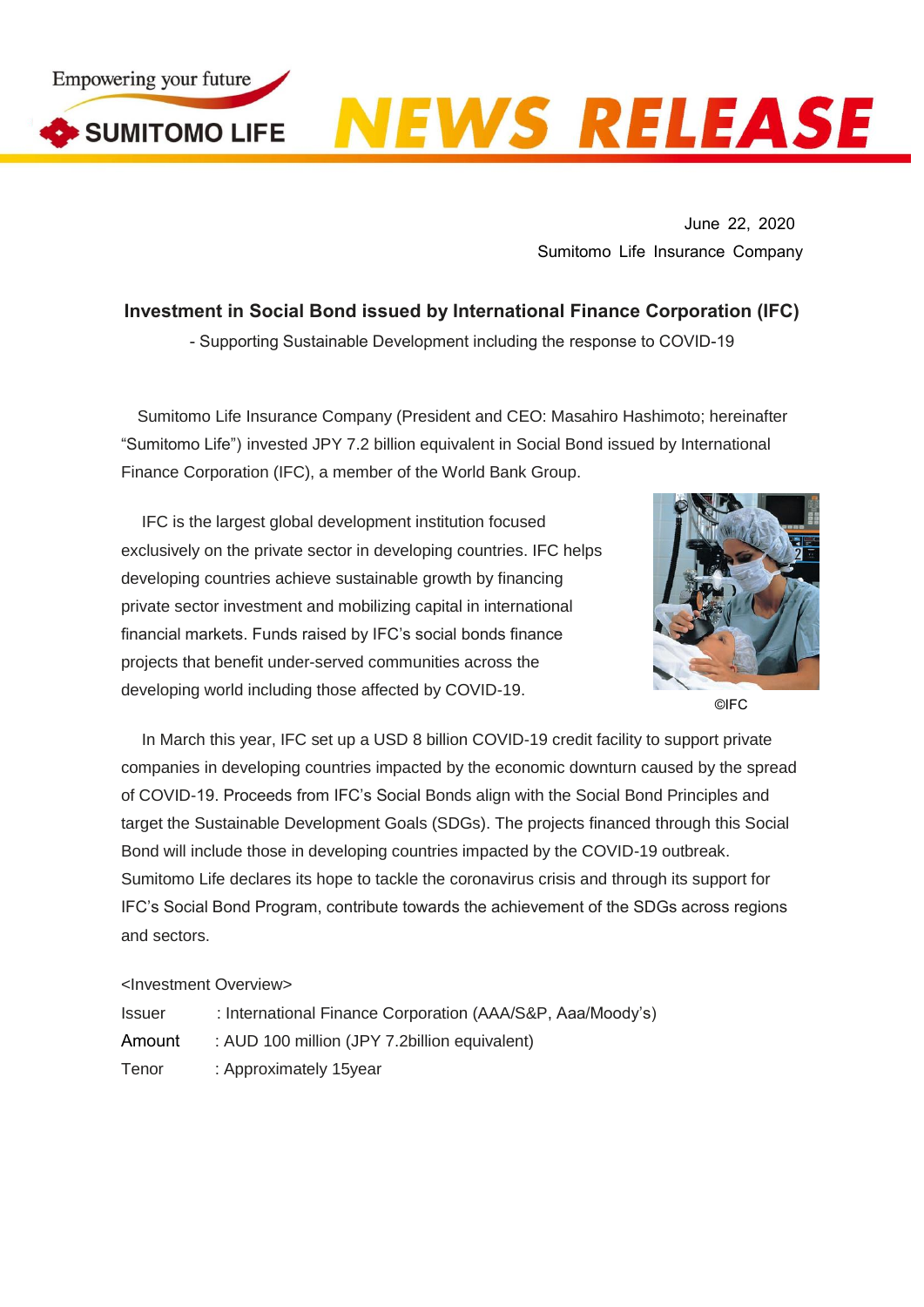Empowering your future

SUMITOMO LIFE

# NEWS RELEASE

June 22, 2020
Sumitomo Life Insurance Company

## Investment in Social Bond issued by International Finance Corporation (IFC)

- Supporting Sustainable Development including the response to COVID-19

Sumitomo Life Insurance Company (President and CEO: Masahiro Hashimoto; hereinafter "Sumitomo Life") invested JPY 7.2 billion equivalent in Social Bond issued by International Finance Corporation (IFC), a member of the World Bank Group.

IFC is the largest global development institution focused exclusively on the private sector in developing countries. IFC helps developing countries achieve sustainable growth by financing private sector investment and mobilizing capital in international financial markets. Funds raised by IFC's social bonds finance projects that benefit under-served communities across the developing world including those affected by COVID-19.

©IFC

In March this year, IFC set up a USD 8 billion COVID-19 credit facility to support private companies in developing countries impacted by the economic downturn caused by the spread of COVID-19. Proceeds from IFC's Social Bonds align with the Social Bond Principles and target the Sustainable Development Goals (SDGs). The projects financed through this Social Bond will include those in developing countries impacted by the COVID-19 outbreak. Sumitomo Life declares its hope to tackle the coronavirus crisis and through its support for IFC's Social Bond Program, contribute towards the achievement of the SDGs across regions and sectors.

<Investment Overview>

Issuer : International Finance Corporation (AAA/S&P, Aaa/Moody's)
Amount : AUD 100 million (JPY 7.2billion equivalent)
Tenor : Approximately 15year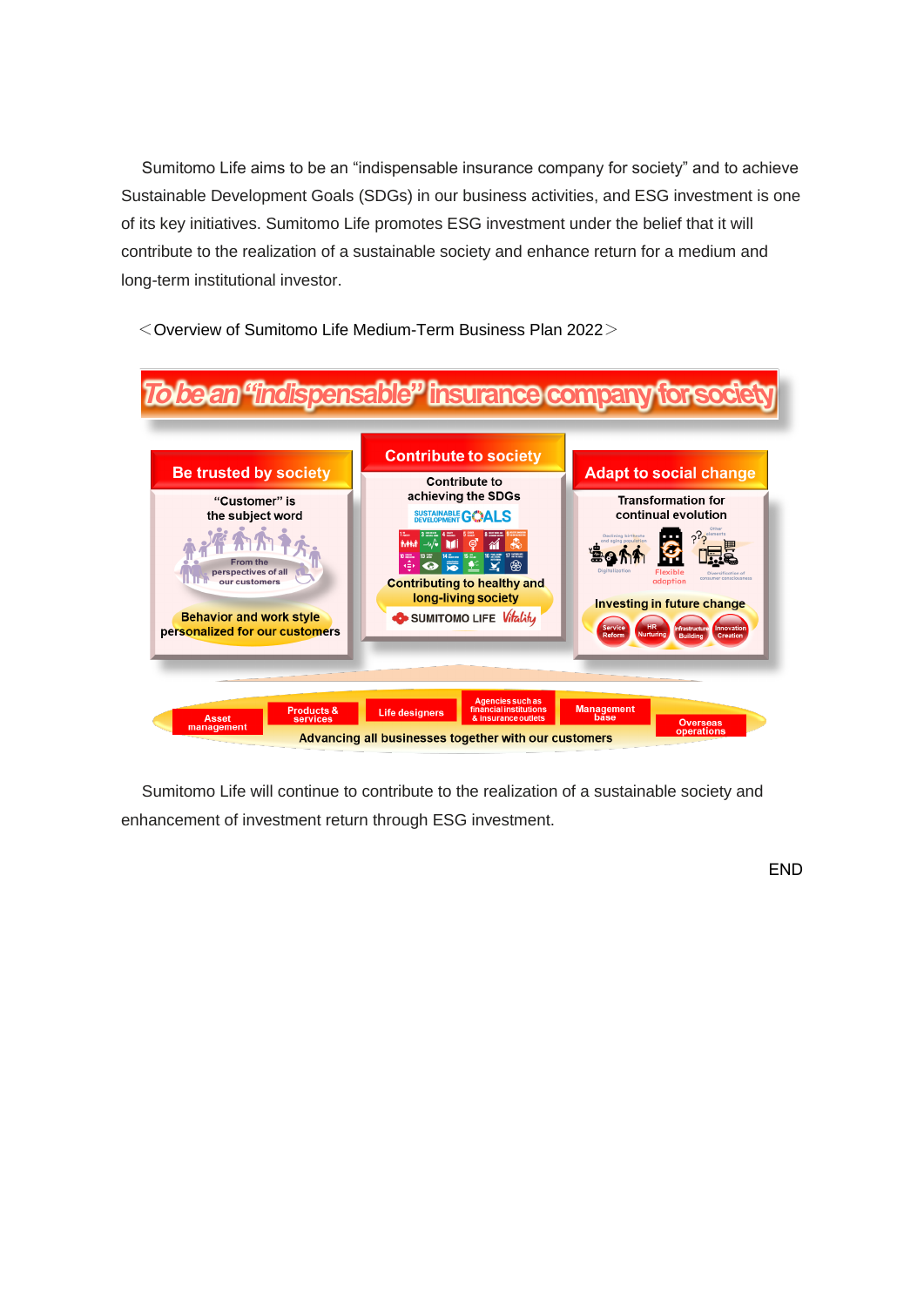Sumitomo Life aims to be an “indispensable insurance company for society” and to achieve Sustainable Development Goals (SDGs) in our business activities, and ESG investment is one of its key initiatives. Sumitomo Life promotes ESG investment under the belief that it will contribute to the realization of a sustainable society and enhance return for a medium and long-term institutional investor.

＜Overview of Sumitomo Life Medium-Term Business Plan 2022＞

To be an “indispensable” insurance company for society

Be trusted by society

“Customer” is the subject word

From the perspectives of all our customers

Behavior and work style personalized for our customers

Contribute to society

Contribute to achieving the SDGs

SUSTAINABLE DEVELOPMENT GOALS

Contributing to healthy and long-living society

SUMITOMO LIFE Vitality

Adapt to social change

Transformation for continual evolution

Declining birthrate and aging population

Digitalization

Flexible adoption

Other elements

Diversification of consumer consciousness

Investing in future change

Service Reform

HR Nurturing

Infrastructure Building

Innovation Creation

Asset management

Products & services

Life designers

Agencies such as financial institutions & insurance outlets

Management base

Overseas operations

Advancing all businesses together with our customers

Sumitomo Life will continue to contribute to the realization of a sustainable society and enhancement of investment return through ESG investment.

END